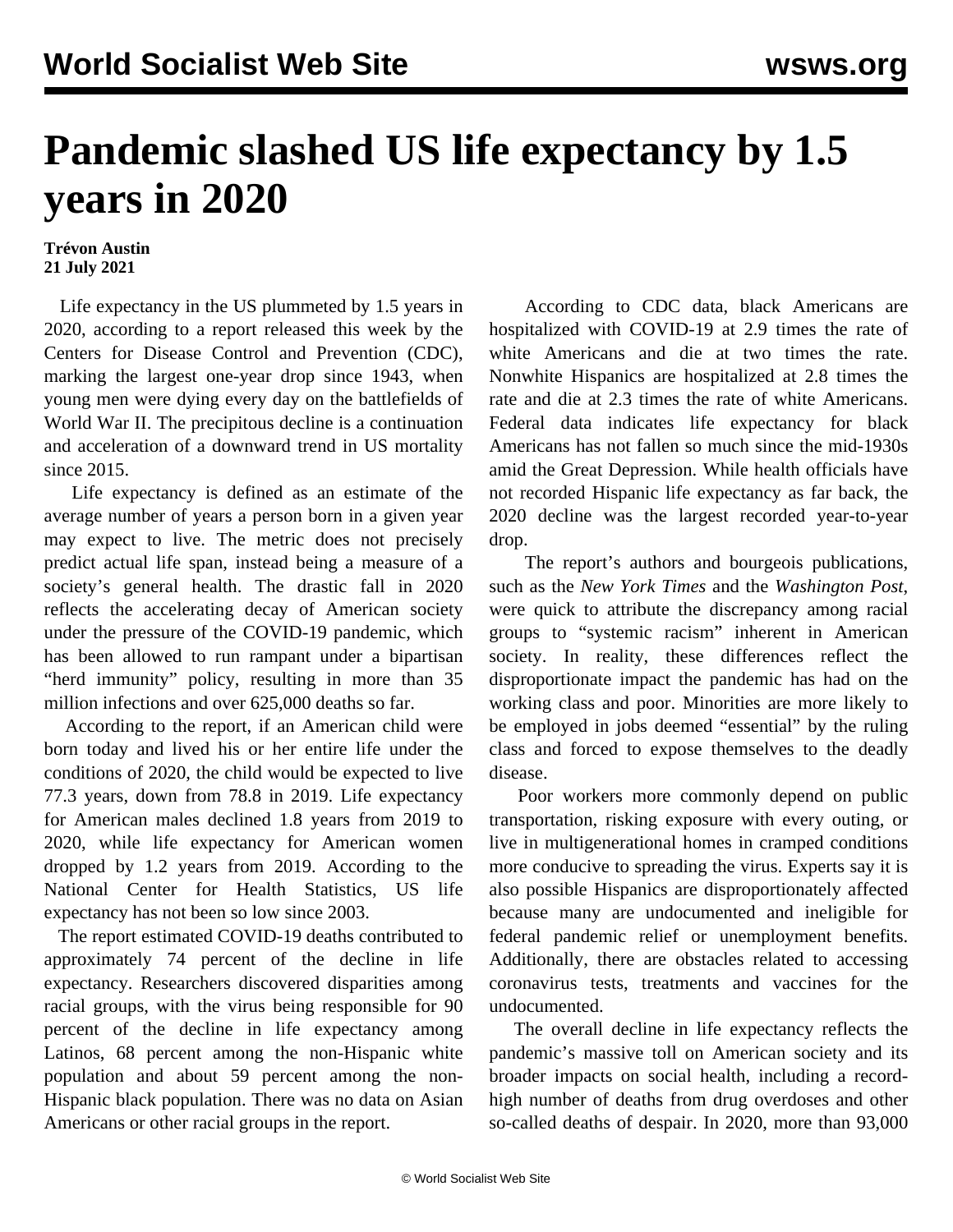# Pandemic slashed US life expectancy by 1.5 years in 2020

**Trévon Austin**
**21 July 2021**

Life expectancy in the US plummeted by 1.5 years in 2020, according to a report released this week by the Centers for Disease Control and Prevention (CDC), marking the largest one-year drop since 1943, when young men were dying every day on the battlefields of World War II. The precipitous decline is a continuation and acceleration of a downward trend in US mortality since 2015.

Life expectancy is defined as an estimate of the average number of years a person born in a given year may expect to live. The metric does not precisely predict actual life span, instead being a measure of a society's general health. The drastic fall in 2020 reflects the accelerating decay of American society under the pressure of the COVID-19 pandemic, which has been allowed to run rampant under a bipartisan "herd immunity" policy, resulting in more than 35 million infections and over 625,000 deaths so far.

According to the report, if an American child were born today and lived his or her entire life under the conditions of 2020, the child would be expected to live 77.3 years, down from 78.8 in 2019. Life expectancy for American males declined 1.8 years from 2019 to 2020, while life expectancy for American women dropped by 1.2 years from 2019. According to the National Center for Health Statistics, US life expectancy has not been so low since 2003.

The report estimated COVID-19 deaths contributed to approximately 74 percent of the decline in life expectancy. Researchers discovered disparities among racial groups, with the virus being responsible for 90 percent of the decline in life expectancy among Latinos, 68 percent among the non-Hispanic white population and about 59 percent among the non-Hispanic black population. There was no data on Asian Americans or other racial groups in the report.

According to CDC data, black Americans are hospitalized with COVID-19 at 2.9 times the rate of white Americans and die at two times the rate. Nonwhite Hispanics are hospitalized at 2.8 times the rate and die at 2.3 times the rate of white Americans. Federal data indicates life expectancy for black Americans has not fallen so much since the mid-1930s amid the Great Depression. While health officials have not recorded Hispanic life expectancy as far back, the 2020 decline was the largest recorded year-to-year drop.

The report's authors and bourgeois publications, such as the *New York Times* and the *Washington Post*, were quick to attribute the discrepancy among racial groups to "systemic racism" inherent in American society. In reality, these differences reflect the disproportionate impact the pandemic has had on the working class and poor. Minorities are more likely to be employed in jobs deemed "essential" by the ruling class and forced to expose themselves to the deadly disease.

Poor workers more commonly depend on public transportation, risking exposure with every outing, or live in multigenerational homes in cramped conditions more conducive to spreading the virus. Experts say it is also possible Hispanics are disproportionately affected because many are undocumented and ineligible for federal pandemic relief or unemployment benefits. Additionally, there are obstacles related to accessing coronavirus tests, treatments and vaccines for the undocumented.

The overall decline in life expectancy reflects the pandemic's massive toll on American society and its broader impacts on social health, including a record-high number of deaths from drug overdoses and other so-called deaths of despair. In 2020, more than 93,000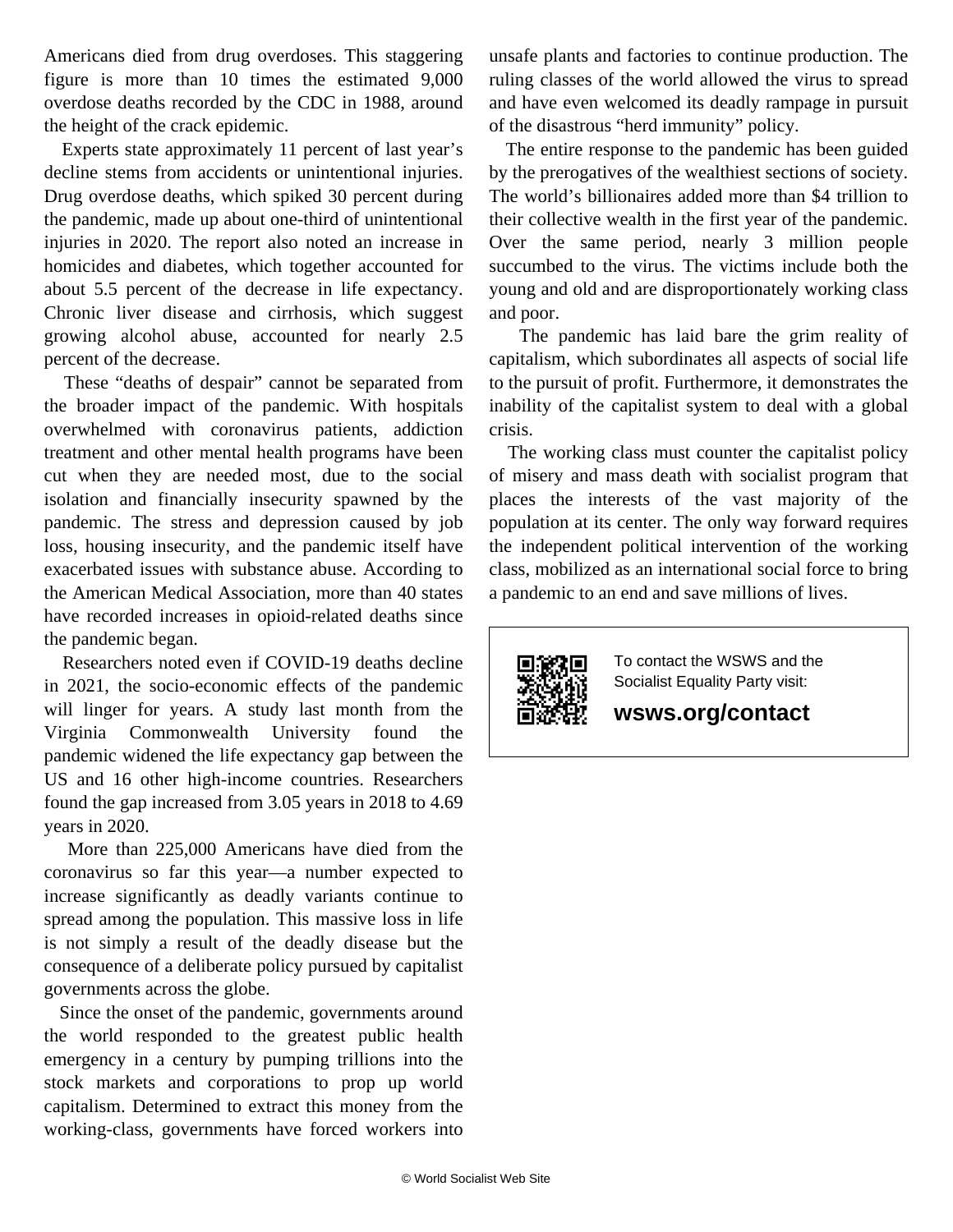Americans died from drug overdoses. This staggering figure is more than 10 times the estimated 9,000 overdose deaths recorded by the CDC in 1988, around the height of the crack epidemic.

Experts state approximately 11 percent of last year's decline stems from accidents or unintentional injuries. Drug overdose deaths, which spiked 30 percent during the pandemic, made up about one-third of unintentional injuries in 2020. The report also noted an increase in homicides and diabetes, which together accounted for about 5.5 percent of the decrease in life expectancy. Chronic liver disease and cirrhosis, which suggest growing alcohol abuse, accounted for nearly 2.5 percent of the decrease.

These "deaths of despair" cannot be separated from the broader impact of the pandemic. With hospitals overwhelmed with coronavirus patients, addiction treatment and other mental health programs have been cut when they are needed most, due to the social isolation and financially insecurity spawned by the pandemic. The stress and depression caused by job loss, housing insecurity, and the pandemic itself have exacerbated issues with substance abuse. According to the American Medical Association, more than 40 states have recorded increases in opioid-related deaths since the pandemic began.

Researchers noted even if COVID-19 deaths decline in 2021, the socio-economic effects of the pandemic will linger for years. A study last month from the Virginia Commonwealth University found the pandemic widened the life expectancy gap between the US and 16 other high-income countries. Researchers found the gap increased from 3.05 years in 2018 to 4.69 years in 2020.

More than 225,000 Americans have died from the coronavirus so far this year—a number expected to increase significantly as deadly variants continue to spread among the population. This massive loss in life is not simply a result of the deadly disease but the consequence of a deliberate policy pursued by capitalist governments across the globe.

Since the onset of the pandemic, governments around the world responded to the greatest public health emergency in a century by pumping trillions into the stock markets and corporations to prop up world capitalism. Determined to extract this money from the working-class, governments have forced workers into unsafe plants and factories to continue production. The ruling classes of the world allowed the virus to spread and have even welcomed its deadly rampage in pursuit of the disastrous "herd immunity" policy.

The entire response to the pandemic has been guided by the prerogatives of the wealthiest sections of society. The world's billionaires added more than $4 trillion to their collective wealth in the first year of the pandemic. Over the same period, nearly 3 million people succumbed to the virus. The victims include both the young and old and are disproportionately working class and poor.

The pandemic has laid bare the grim reality of capitalism, which subordinates all aspects of social life to the pursuit of profit. Furthermore, it demonstrates the inability of the capitalist system to deal with a global crisis.

The working class must counter the capitalist policy of misery and mass death with socialist program that places the interests of the vast majority of the population at its center. The only way forward requires the independent political intervention of the working class, mobilized as an international social force to bring a pandemic to an end and save millions of lives.

To contact the WSWS and the Socialist Equality Party visit:

**wsws.org/contact**